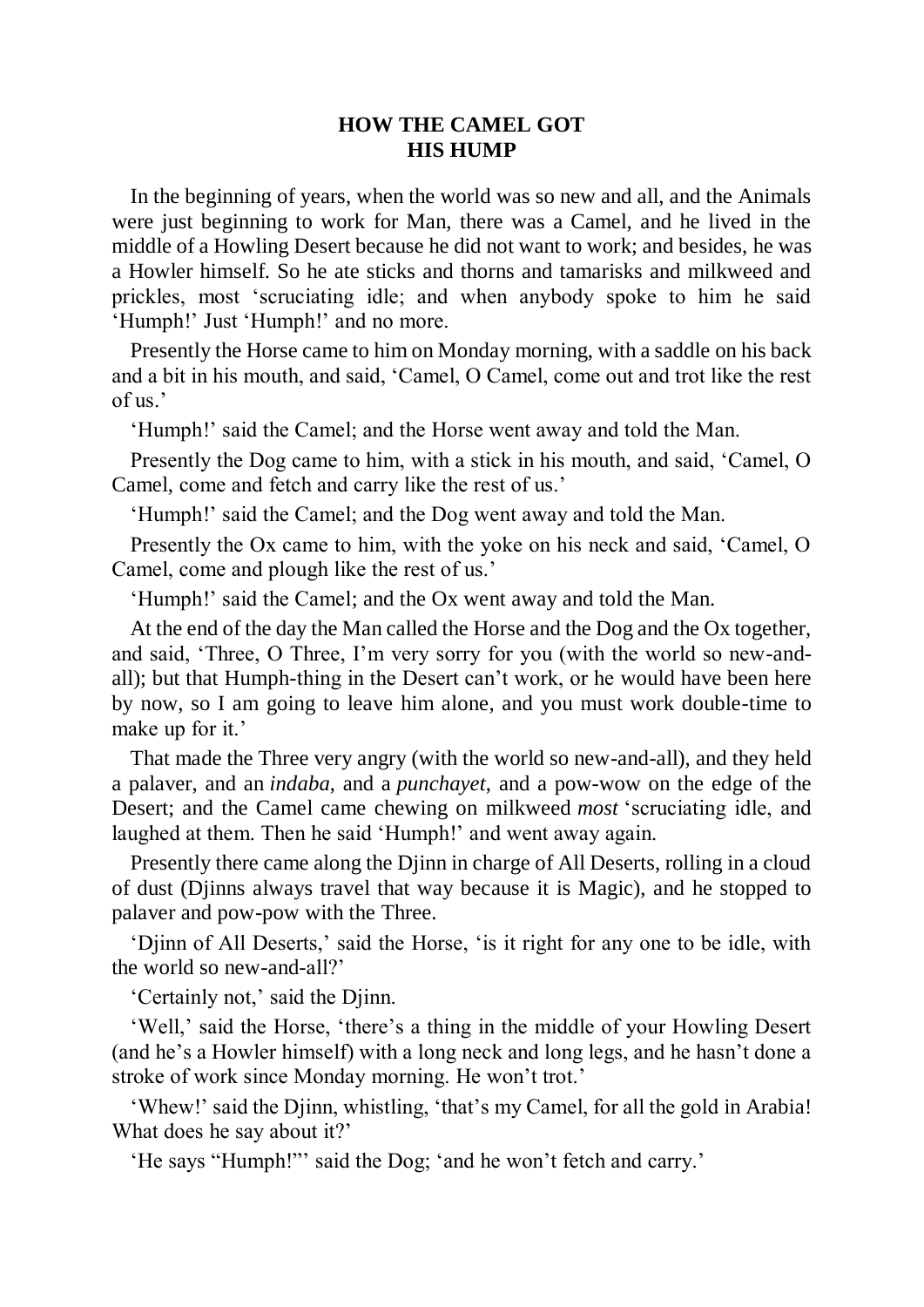# HOW THE CAMEL GOT HIS HUMP

In the beginning of years, when the world was so new and all, and the Animals were just beginning to work for Man, there was a Camel, and he lived in the middle of a Howling Desert because he did not want to work; and besides, he was a Howler himself. So he ate sticks and thorns and tamarisks and milkweed and prickles, most 'scruciating idle; and when anybody spoke to him he said 'Humph!' Just 'Humph!' and no more.

Presently the Horse came to him on Monday morning, with a saddle on his back and a bit in his mouth, and said, 'Camel, O Camel, come out and trot like the rest of us.'

'Humph!' said the Camel; and the Horse went away and told the Man.

Presently the Dog came to him, with a stick in his mouth, and said, 'Camel, O Camel, come and fetch and carry like the rest of us.'

'Humph!' said the Camel; and the Dog went away and told the Man.

Presently the Ox came to him, with the yoke on his neck and said, 'Camel, O Camel, come and plough like the rest of us.'

'Humph!' said the Camel; and the Ox went away and told the Man.

At the end of the day the Man called the Horse and the Dog and the Ox together, and said, 'Three, O Three, I'm very sorry for you (with the world so new-and-all); but that Humph-thing in the Desert can't work, or he would have been here by now, so I am going to leave him alone, and you must work double-time to make up for it.'

That made the Three very angry (with the world so new-and-all), and they held a palaver, and an *indaba*, and a *punchayet*, and a pow-wow on the edge of the Desert; and the Camel came chewing on milkweed *most* 'scruciating idle, and laughed at them. Then he said 'Humph!' and went away again.

Presently there came along the Djinn in charge of All Deserts, rolling in a cloud of dust (Djinns always travel that way because it is Magic), and he stopped to palaver and pow-pow with the Three.

'Djinn of All Deserts,' said the Horse, 'is it right for any one to be idle, with the world so new-and-all?'

'Certainly not,' said the Djinn.

'Well,' said the Horse, 'there's a thing in the middle of your Howling Desert (and he's a Howler himself) with a long neck and long legs, and he hasn't done a stroke of work since Monday morning. He won't trot.'

'Whew!' said the Djinn, whistling, 'that's my Camel, for all the gold in Arabia! What does he say about it?'

'He says "Humph!"' said the Dog; 'and he won't fetch and carry.'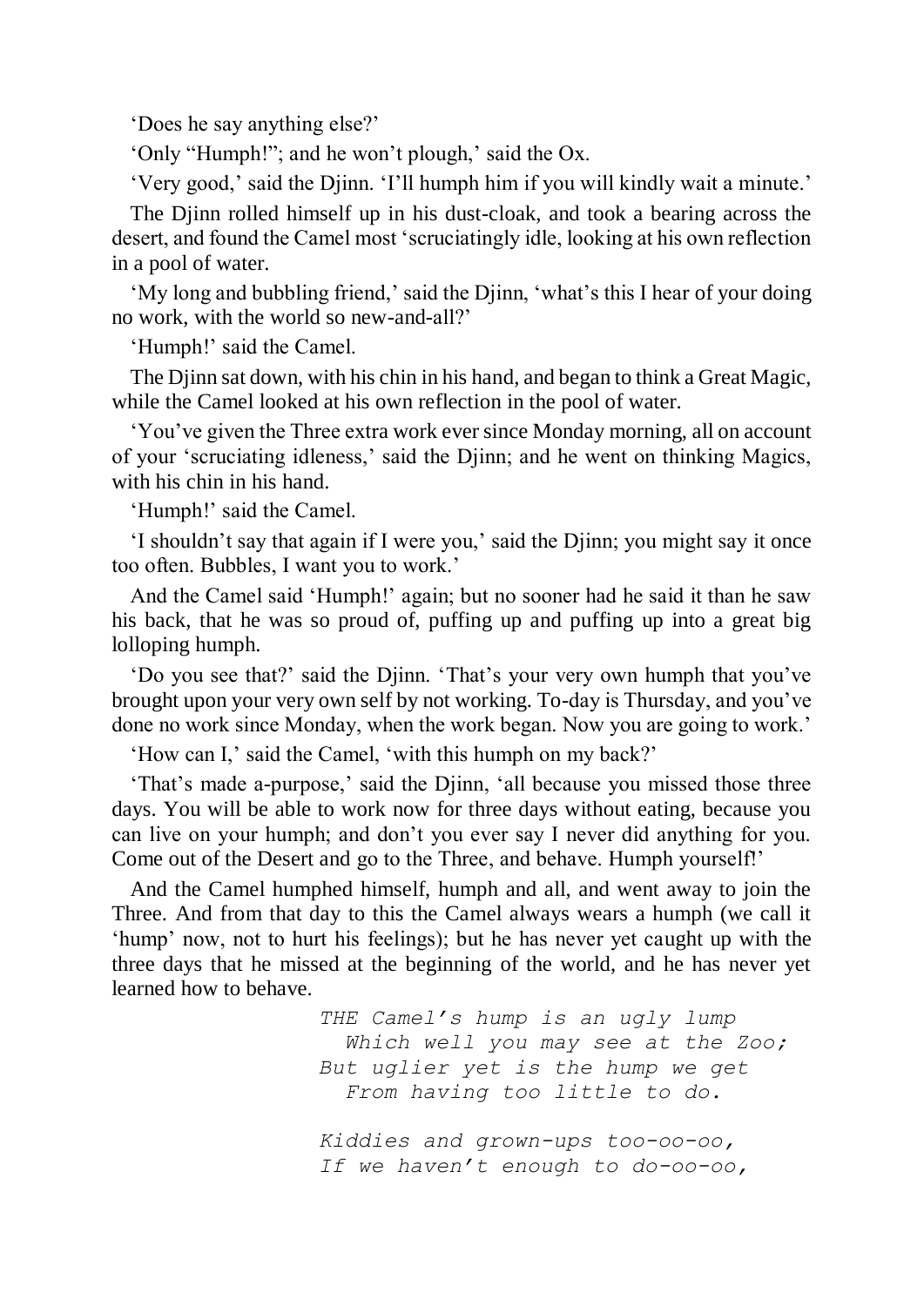'Does he say anything else?'

'Only "Humph!"; and he won't plough,' said the Ox.

'Very good,' said the Djinn. 'I'll humph him if you will kindly wait a minute.'

The Djinn rolled himself up in his dust-cloak, and took a bearing across the desert, and found the Camel most 'scruciatingly idle, looking at his own reflection in a pool of water.

'My long and bubbling friend,' said the Djinn, 'what's this I hear of your doing no work, with the world so new-and-all?'

'Humph!' said the Camel.

The Djinn sat down, with his chin in his hand, and began to think a Great Magic, while the Camel looked at his own reflection in the pool of water.

'You've given the Three extra work ever since Monday morning, all on account of your 'scruciating idleness,' said the Djinn; and he went on thinking Magics, with his chin in his hand.

'Humph!' said the Camel.

'I shouldn't say that again if I were you,' said the Djinn; you might say it once too often. Bubbles, I want you to work.'

And the Camel said 'Humph!' again; but no sooner had he said it than he saw his back, that he was so proud of, puffing up and puffing up into a great big lolloping humph.

'Do you see that?' said the Djinn. 'That's your very own humph that you've brought upon your very own self by not working. To-day is Thursday, and you've done no work since Monday, when the work began. Now you are going to work.'

'How can I,' said the Camel, 'with this humph on my back?'

'That's made a-purpose,' said the Djinn, 'all because you missed those three days. You will be able to work now for three days without eating, because you can live on your humph; and don't you ever say I never did anything for you. Come out of the Desert and go to the Three, and behave. Humph yourself!'

And the Camel humphed himself, humph and all, and went away to join the Three. And from that day to this the Camel always wears a humph (we call it 'hump' now, not to hurt his feelings); but he has never yet caught up with the three days that he missed at the beginning of the world, and he has never yet learned how to behave.

*THE Camel's hump is an ugly lump*
*Which well you may see at the Zoo;*
*But uglier yet is the hump we get*
*From having too little to do.*

*Kiddies and grown-ups too-oo-oo,*
*If we haven't enough to do-oo-oo,*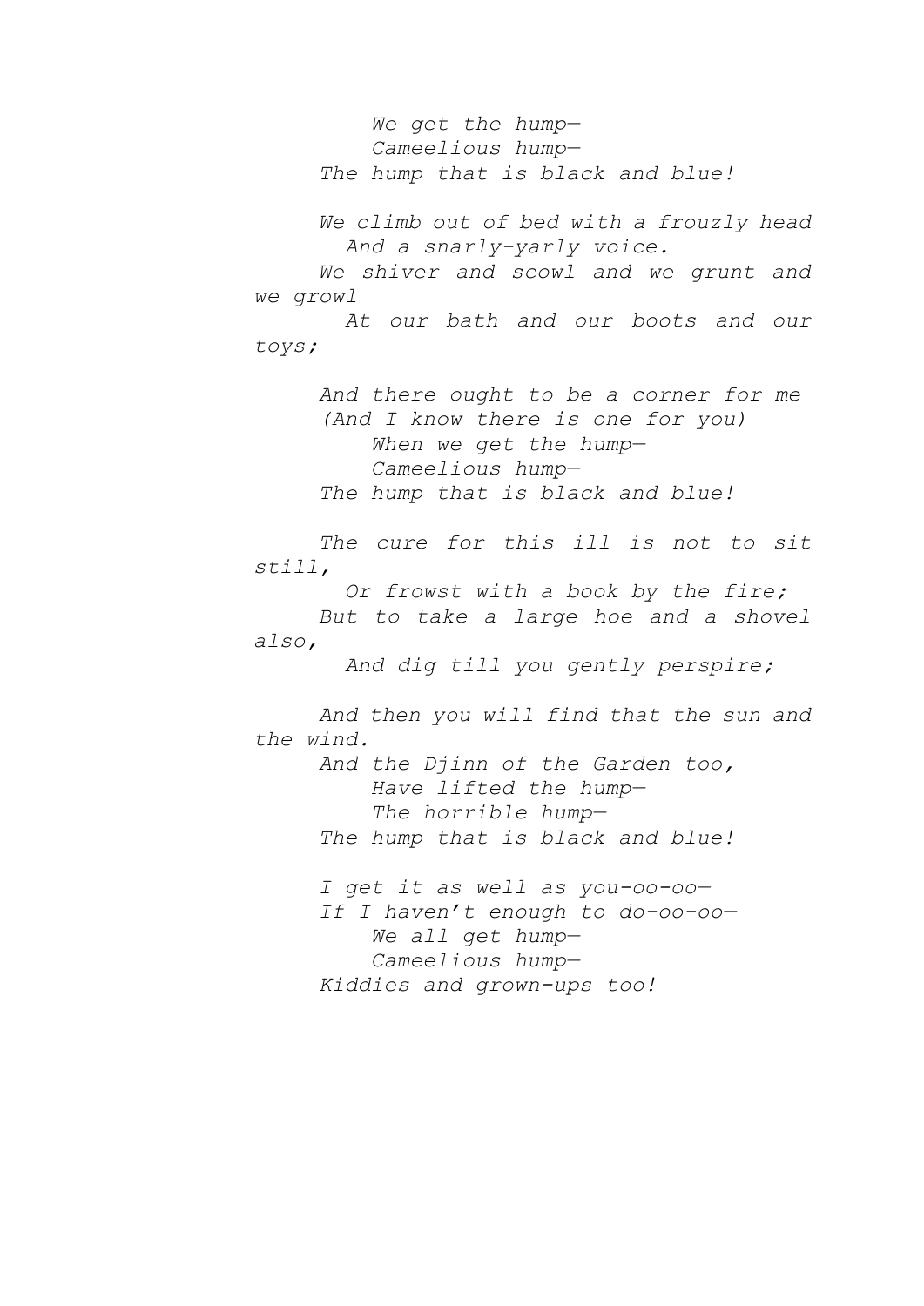*We get the hump—*
*Cameelious hump—*
*The hump that is black and blue!*

*We climb out of bed with a frouzly head*
*And a snarly-yarly voice.*
*We shiver and scowl and we grunt and we growl*
*At our bath and our boots and our toys;*

*And there ought to be a corner for me*
*(And I know there is one for you)*
*When we get the hump—*
*Cameelious hump—*
*The hump that is black and blue!*

*The cure for this ill is not to sit still,*
*Or frowst with a book by the fire;*
*But to take a large hoe and a shovel also,*
*And dig till you gently perspire;*

*And then you will find that the sun and the wind.*
*And the Djinn of the Garden too,*
*Have lifted the hump—*
*The horrible hump—*
*The hump that is black and blue!*

*I get it as well as you-oo-oo—*
*If I haven't enough to do-oo-oo—*
*We all get hump—*
*Cameelious hump—*
*Kiddies and grown-ups too!*